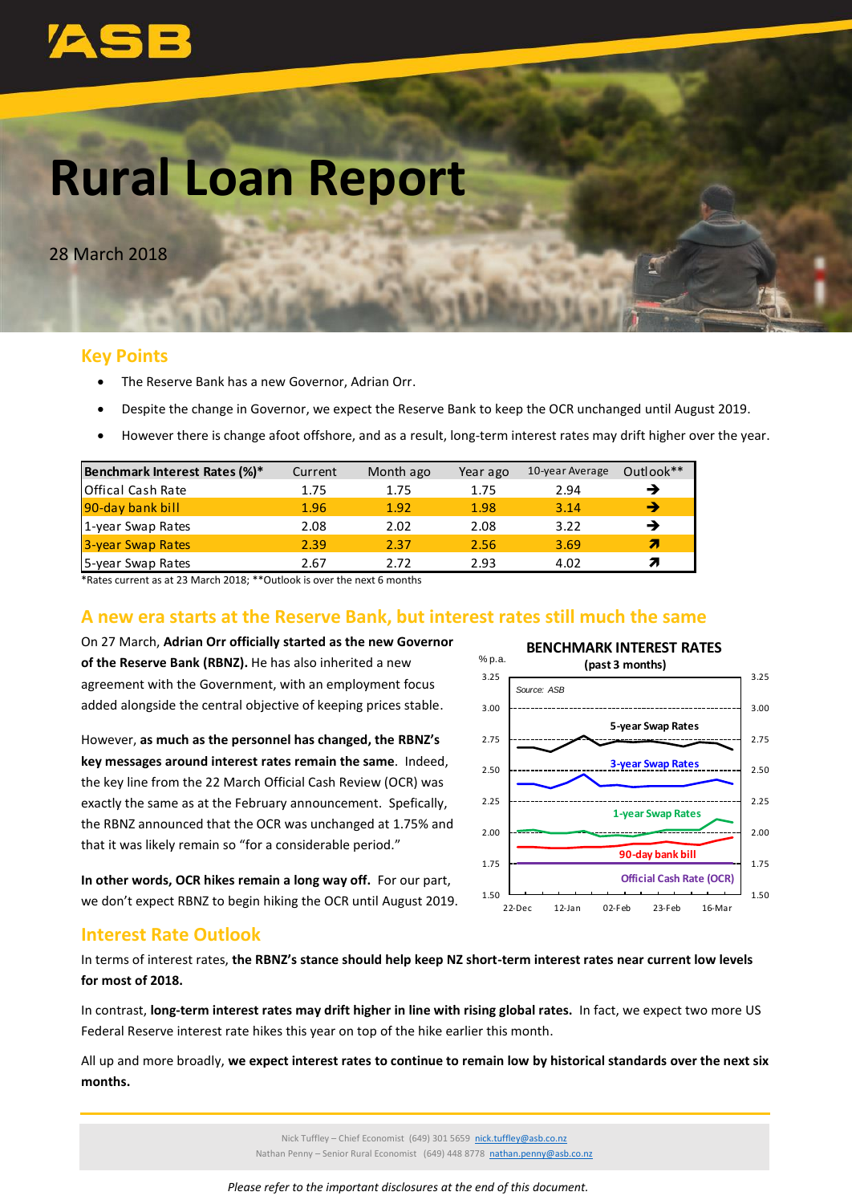# Rural Loan Report

28 March 2018

## Key Points

- The Reserve Bank has a new Governor, Adrian Orr.
- Despite the change in Governor, we expect the Reserve Bank to keep the OCR unchanged until August 2019.
- However there is change afoot offshore, and as a result, long-term interest rates may drift higher over the year.

| Benchmark Interest Rates (%)* | Current | Month ago | Year ago | 10-year Average | Outlook** |
|---|---|---|---|---|---|
| Offical Cash Rate | 1.75 | 1.75 | 1.75 | 2.94 | ➔ |
| 90-day bank bill | 1.96 | 1.92 | 1.98 | 3.14 | ➔ |
| 1-year Swap Rates | 2.08 | 2.02 | 2.08 | 3.22 | ➔ |
| 3-year Swap Rates | 2.39 | 2.37 | 2.56 | 3.69 | ➚ |
| 5-year Swap Rates | 2.67 | 2.72 | 2.93 | 4.02 | ➚ |

*Rates current as at 23 March 2018; **Outlook is over the next 6 months

## A new era starts at the Reserve Bank, but interest rates still much the same

On 27 March, **Adrian Orr officially started as the new Governor of the Reserve Bank (RBNZ).** He has also inherited a new agreement with the Government, with an employment focus added alongside the central objective of keeping prices stable.

However, **as much as the personnel has changed, the RBNZ's key messages around interest rates remain the same**. Indeed, the key line from the 22 March Official Cash Review (OCR) was exactly the same as at the February announcement. Spefically, the RBNZ announced that the OCR was unchanged at 1.75% and that it was likely remain so "for a considerable period."

**In other words, OCR hikes remain a long way off.** For our part, we don't expect RBNZ to begin hiking the OCR until August 2019.

## Interest Rate Outlook

In terms of interest rates, **the RBNZ's stance should help keep NZ short-term interest rates near current low levels for most of 2018.**

In contrast, **long-term interest rates may drift higher in line with rising global rates.** In fact, we expect two more US Federal Reserve interest rate hikes this year on top of the hike earlier this month.

All up and more broadly, **we expect interest rates to continue to remain low by historical standards over the next six months.**

Nick Tuffley – Chief Economist (649) 301 5659 nick.tuffley@asb.co.nz
Nathan Penny – Senior Rural Economist (649) 448 8778 nathan.penny@asb.co.nz

*Please refer to the important disclosures at the end of this document.*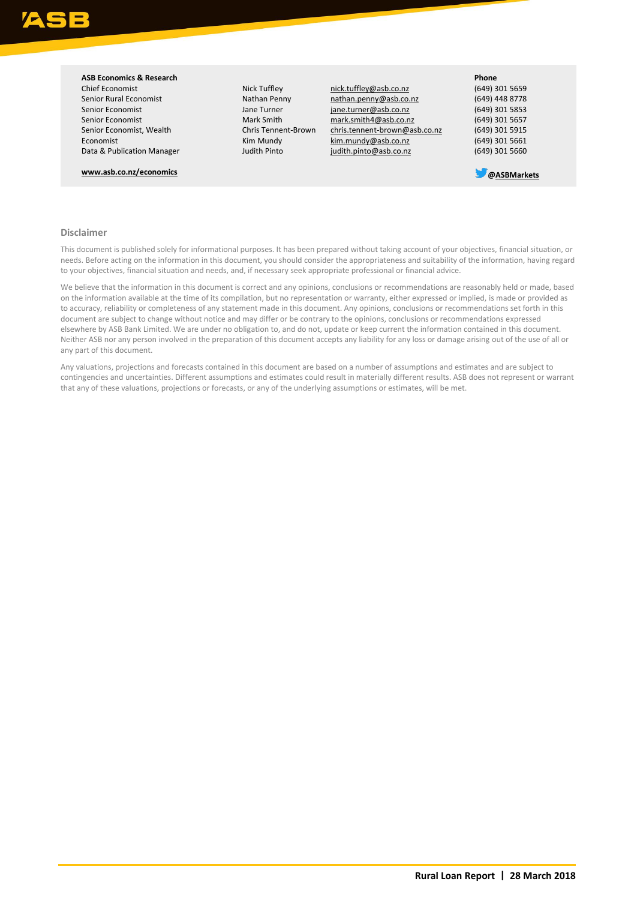| ASB Economics & Research | | | Phone |
|---|---|---|---|
| Chief Economist | Nick Tuffley | nick.tuffley@asb.co.nz | (649) 301 5659 |
| Senior Rural Economist | Nathan Penny | nathan.penny@asb.co.nz | (649) 448 8778 |
| Senior Economist | Jane Turner | jane.turner@asb.co.nz | (649) 301 5853 |
| Senior Economist | Mark Smith | mark.smith4@asb.co.nz | (649) 301 5657 |
| Senior Economist, Wealth | Chris Tennent-Brown | chris.tennent-brown@asb.co.nz | (649) 301 5915 |
| Economist | Kim Mundy | kim.mundy@asb.co.nz | (649) 301 5661 |
| Data & Publication Manager | Judith Pinto | judith.pinto@asb.co.nz | (649) 301 5660 |

**www.asb.co.nz/economics**

**@ASBMarkets**

### Disclaimer

This document is published solely for informational purposes. It has been prepared without taking account of your objectives, financial situation, or needs. Before acting on the information in this document, you should consider the appropriateness and suitability of the information, having regard to your objectives, financial situation and needs, and, if necessary seek appropriate professional or financial advice.

We believe that the information in this document is correct and any opinions, conclusions or recommendations are reasonably held or made, based on the information available at the time of its compilation, but no representation or warranty, either expressed or implied, is made or provided as to accuracy, reliability or completeness of any statement made in this document. Any opinions, conclusions or recommendations set forth in this document are subject to change without notice and may differ or be contrary to the opinions, conclusions or recommendations expressed elsewhere by ASB Bank Limited. We are under no obligation to, and do not, update or keep current the information contained in this document. Neither ASB nor any person involved in the preparation of this document accepts any liability for any loss or damage arising out of the use of all or any part of this document.

Any valuations, projections and forecasts contained in this document are based on a number of assumptions and estimates and are subject to contingencies and uncertainties. Different assumptions and estimates could result in materially different results. ASB does not represent or warrant that any of these valuations, projections or forecasts, or any of the underlying assumptions or estimates, will be met.